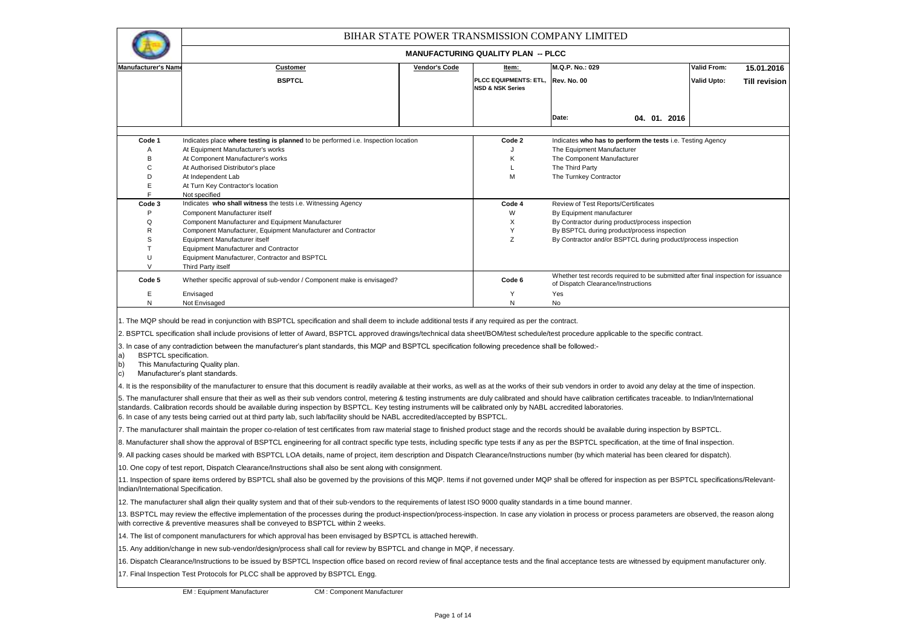# BIHAR STATE POWER TRANSMISSION COMPANY LIMITED

## MANUFACTURING QUALITY PLAN -- PLCC

| Manufacturer's Name | Customer | Vendor's Code | Item: | M.Q.P. No.: 029 | Valid From: | 15.01.2016 |
|---|---|---|---|---|---|---|
| | BSPTCL | | PLCC EQUIPMENTS: ETL, NSD & NSK Series | Rev. No. 00 | Valid Upto: | Till revision |
| | | | | Date: 04. 01. 2016 | | |

| Code 1 | Indicates place **where testing is planned** to be performed i.e. Inspection location | Code 2 | Indicates **who has to perform the tests** i.e. Testing Agency |
|---|---|---|---|
| A | At Equipment Manufacturer's works | J | The Equipment Manufacturer |
| B | At Component Manufacturer's works | K | The Component Manufacturer |
| C | At Authorised Distributor's place | L | The Third Party |
| D | At Independent Lab | M | The Turnkey Contractor |
| E | At Turn Key Contractor's location | | |
| F | Not specified | | |
| **Code 3** | Indicates **who shall witness** the tests i.e. Witnessing Agency | **Code 4** | Review of Test Reports/Certificates |
| P | Component Manufacturer itself | W | By Equipment manufacturer |
| Q | Component Manufacturer and Equipment Manufacturer | X | By Contractor during product/process inspection |
| R | Component Manufacturer, Equipment Manufacturer and Contractor | Y | By BSPTCL during product/process inspection |
| S | Equipment Manufacturer itself | Z | By Contractor and/or BSPTCL during product/process inspection |
| T | Equipment Manufacturer and Contractor | | |
| U | Equipment Manufacturer, Contractor and BSPTCL | | |
| V | Third Party itself | | |
| **Code 5** | Whether specific approval of sub-vendor / Component make is envisaged? | **Code 6** | Whether test records required to be submitted after final inspection for issuance of Dispatch Clearance/Instructions |
| E | Envisaged | Y | Yes |
| N | Not Envisaged | N | No |

1. The MQP should be read in conjunction with BSPTCL specification and shall deem to include additional tests if any required as per the contract.

2. BSPTCL specification shall include provisions of letter of Award, BSPTCL approved drawings/technical data sheet/BOM/test schedule/test procedure applicable to the specific contract.

3. In case of any contradiction between the manufacturer's plant standards, this MQP and BSPTCL specification following precedence shall be followed:-
   a) BSPTCL specification.
   b) This Manufacturing Quality plan.
   c) Manufacturer's plant standards.

4. It is the responsibility of the manufacturer to ensure that this document is readily available at their works, as well as at the works of their sub vendors in order to avoid any delay at the time of inspection.

5. The manufacturer shall ensure that their as well as their sub vendors control, metering & testing instruments are duly calibrated and should have calibration certificates traceable. to Indian/International standards. Calibration records should be available during inspection by BSPTCL. Key testing instruments will be calibrated only by NABL accredited laboratories.

6. In case of any tests being carried out at third party lab, such lab/facility should be NABL accredited/accepted by BSPTCL.

7. The manufacturer shall maintain the proper co-relation of test certificates from raw material stage to finished product stage and the records should be available during inspection by BSPTCL.

8. Manufacturer shall show the approval of BSPTCL engineering for all contract specific type tests, including specific type tests if any as per the BSPTCL specification, at the time of final inspection.

9. All packing cases should be marked with BSPTCL LOA details, name of project, item description and Dispatch Clearance/Instructions number (by which material has been cleared for dispatch).

10. One copy of test report, Dispatch Clearance/Instructions shall also be sent along with consignment.

11. Inspection of spare items ordered by BSPTCL shall also be governed by the provisions of this MQP. Items if not governed under MQP shall be offered for inspection as per BSPTCL specifications/Relevant-Indian/International Specification.

12. The manufacturer shall align their quality system and that of their sub-vendors to the requirements of latest ISO 9000 quality standards in a time bound manner.

13. BSPTCL may review the effective implementation of the processes during the product-inspection/process-inspection. In case any violation in process or process parameters are observed, the reason along with corrective & preventive measures shall be conveyed to BSPTCL within 2 weeks.

14. The list of component manufacturers for which approval has been envisaged by BSPTCL is attached herewith.

15. Any addition/change in new sub-vendor/design/process shall call for review by BSPTCL and change in MQP, if necessary.

16. Dispatch Clearance/Instructions to be issued by BSPTCL Inspection office based on record review of final acceptance tests and the final acceptance tests are witnessed by equipment manufacturer only.

17. Final Inspection Test Protocols for PLCC shall be approved by BSPTCL Engg.

EM : Equipment Manufacturer CM : Component Manufacturer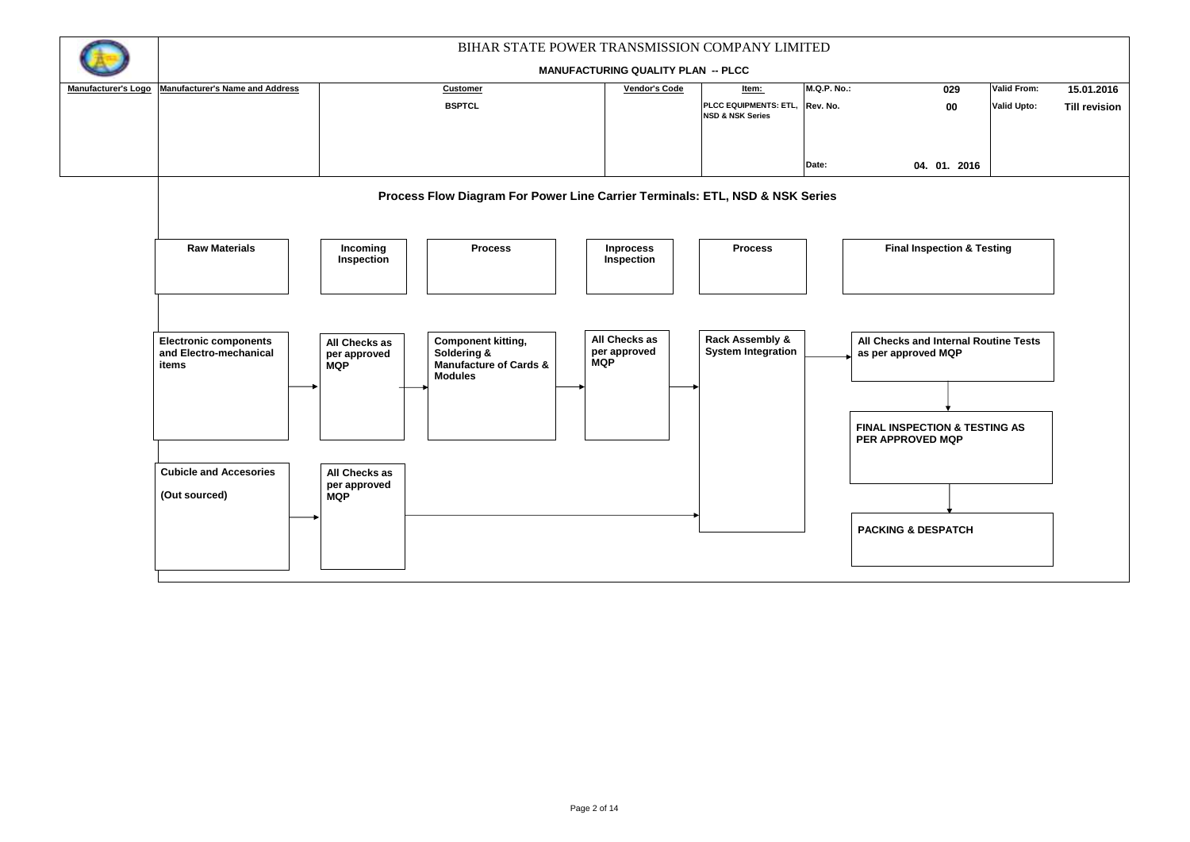# BIHAR STATE POWER TRANSMISSION COMPANY LIMITED

**MANUFACTURING QUALITY PLAN -- PLCC**

| Manufacturer's Logo | Manufacturer's Name and Address | Customer | Vendor's Code | Item: | M.Q.P. No.: | 029 | Valid From: | 15.01.2016 |
|---|---|---|---|---|---|---|---|---|
| | | BSPTCL | | PLCC EQUIPMENTS: ETL, NSD & NSK Series | Rev. No. | 00 | Valid Upto: | Till revision |
| | | | | | Date: | 04. 01. 2016 | | |

## Process Flow Diagram For Power Line Carrier Terminals: ETL, NSD & NSK Series

| Raw Materials | Incoming Inspection | Process | Inprocess Inspection | Process | Final Inspection & Testing |
|---|---|---|---|---|---|
| Electronic components and Electro-mechanical items → | All Checks as per approved MQP → | Component kitting, Soldering & Manufacture of Cards & Modules → | All Checks as per approved MQP → | Rack Assembly & System Integration → | All Checks and Internal Routine Tests as per approved MQP ↓ |
| | | | | | FINAL INSPECTION & TESTING AS PER APPROVED MQP ↓ |
| Cubicle and Accesories (Out sourced) → | All Checks as per approved MQP → (to Rack Assembly & System Integration) | | | | PACKING & DESPATCH |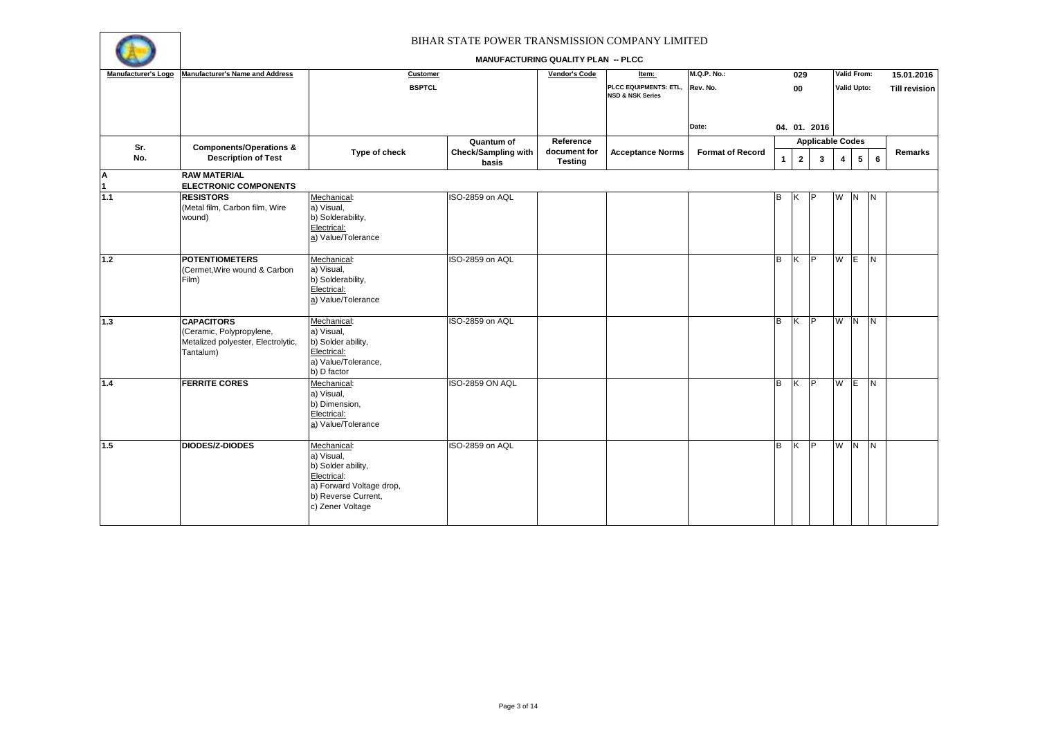# BIHAR STATE POWER TRANSMISSION COMPANY LIMITED

**MANUFACTURING QUALITY PLAN -- PLCC**

| Manufacturer's Logo | Manufacturer's Name and Address | Customer | | Vendor's Code | Item: | M.Q.P. No.: | 029 | Valid From: | 15.01.2016 |
|---|---|---|---|---|---|---|---|---|---|
| | | BSPTCL | | | PLCC EQUIPMENTS: ETL, NSD & NSK Series | Rev. No. | 00 | Valid Upto: | Till revision |
| | | | | | | Date: | 04. 01. 2016 | | |

| Sr. No. | Components/Operations & Description of Test | Type of check | Quantum of Check/Sampling with basis | Reference document for Testing | Acceptance Norms | Format of Record | Applicable Codes 1 | 2 | 3 | 4 | 5 | 6 | Remarks |
|---|---|---|---|---|---|---|---|---|---|---|---|---|---|
| A | **RAW MATERIAL** | | | | | | | | | | | | |
| 1 | **ELECTRONIC COMPONENTS** | | | | | | | | | | | | |
| 1.1 | **RESISTORS** (Metal film, Carbon film, Wire wound) | Mechanical: a) Visual, b) Solderability, Electrical: a) Value/Tolerance | ISO-2859 on AQL | | | | B | K | P | W | N | N | |
| 1.2 | **POTENTIOMETERS** (Cermet,Wire wound & Carbon Film) | Mechanical: a) Visual, b) Solderability, Electrical: a) Value/Tolerance | ISO-2859 on AQL | | | | B | K | P | W | E | N | |
| 1.3 | **CAPACITORS** (Ceramic, Polypropylene, Metalized polyester, Electrolytic, Tantalum) | Mechanical: a) Visual, b) Solder ability, Electrical: a) Value/Tolerance, b) D factor | ISO-2859 on AQL | | | | B | K | P | W | N | N | |
| 1.4 | **FERRITE CORES** | Mechanical: a) Visual, b) Dimension, Electrical: a) Value/Tolerance | ISO-2859 ON AQL | | | | B | K | P | W | E | N | |
| 1.5 | **DIODES/Z-DIODES** | Mechanical: a) Visual, b) Solder ability, Electrical: a) Forward Voltage drop, b) Reverse Current, c) Zener Voltage | ISO-2859 on AQL | | | | B | K | P | W | N | N | |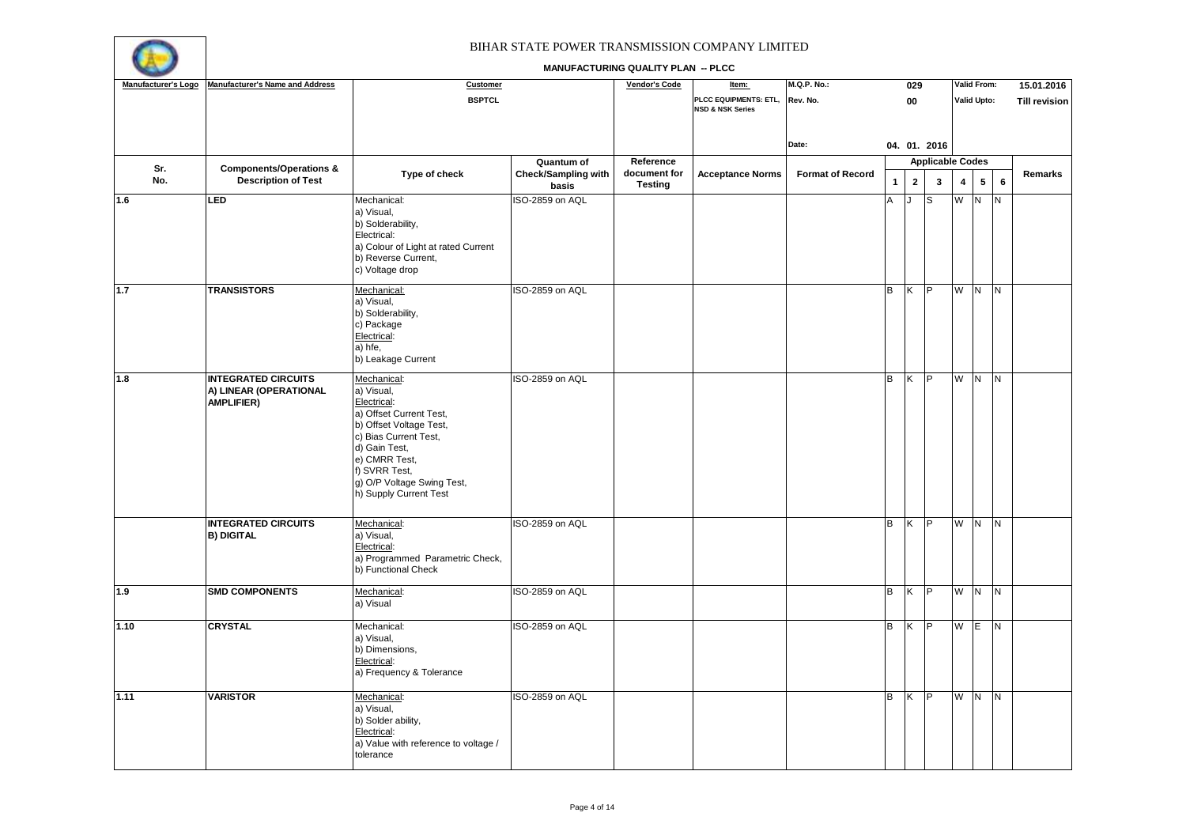# BIHAR STATE POWER TRANSMISSION COMPANY LIMITED

## MANUFACTURING QUALITY PLAN -- PLCC

| Manufacturer's Logo | Manufacturer's Name and Address | Customer | | Vendor's Code | Item: | M.Q.P. No.: | 029 | | | Valid From: | | | 15.01.2016 |
|---|---|---|---|---|---|---|---|---|---|---|---|---|---|
| | | BSPTCL | | | PLCC EQUIPMENTS: ETL, NSD & NSK Series | Rev. No. | 00 | | | Valid Upto: | | | Till revision |
| | | | | | | Date: | 04. 01. 2016 | | | | | | |

| Sr. No. | Components/Operations & Description of Test | Type of check | Quantum of Check/Sampling with basis | Reference document for Testing | Acceptance Norms | Format of Record | Applicable Codes 1 | 2 | 3 | 4 | 5 | 6 | Remarks |
|---|---|---|---|---|---|---|---|---|---|---|---|---|---|
| 1.6 | **LED** | Mechanical:<br>a) Visual,<br>b) Solderability,<br>Electrical:<br>a) Colour of Light at rated Current<br>b) Reverse Current,<br>c) Voltage drop | ISO-2859 on AQL | | | | A | J | S | W | N | N | |
| 1.7 | **TRANSISTORS** | Mechanical:<br>a) Visual,<br>b) Solderability,<br>c) Package<br>Electrical:<br>a) hfe,<br>b) Leakage Current | ISO-2859 on AQL | | | | B | K | P | W | N | N | |
| 1.8 | **INTEGRATED CIRCUITS A) LINEAR (OPERATIONAL AMPLIFIER)** | Mechanical:<br>a) Visual,<br>Electrical:<br>a) Offset Current Test,<br>b) Offset Voltage Test,<br>c) Bias Current Test,<br>d) Gain Test,<br>e) CMRR Test,<br>f) SVRR Test,<br>g) O/P Voltage Swing Test,<br>h) Supply Current Test | ISO-2859 on AQL | | | | B | K | P | W | N | N | |
| | **INTEGRATED CIRCUITS B) DIGITAL** | Mechanical:<br>a) Visual,<br>Electrical:<br>a) Programmed Parametric Check,<br>b) Functional Check | ISO-2859 on AQL | | | | B | K | P | W | N | N | |
| 1.9 | **SMD COMPONENTS** | Mechanical:<br>a) Visual | ISO-2859 on AQL | | | | B | K | P | W | N | N | |
| 1.10 | **CRYSTAL** | Mechanical:<br>a) Visual,<br>b) Dimensions,<br>Electrical:<br>a) Frequency & Tolerance | ISO-2859 on AQL | | | | B | K | P | W | E | N | |
| 1.11 | **VARISTOR** | Mechanical:<br>a) Visual,<br>b) Solder ability,<br>Electrical:<br>a) Value with reference to voltage / tolerance | ISO-2859 on AQL | | | | B | K | P | W | N | N | |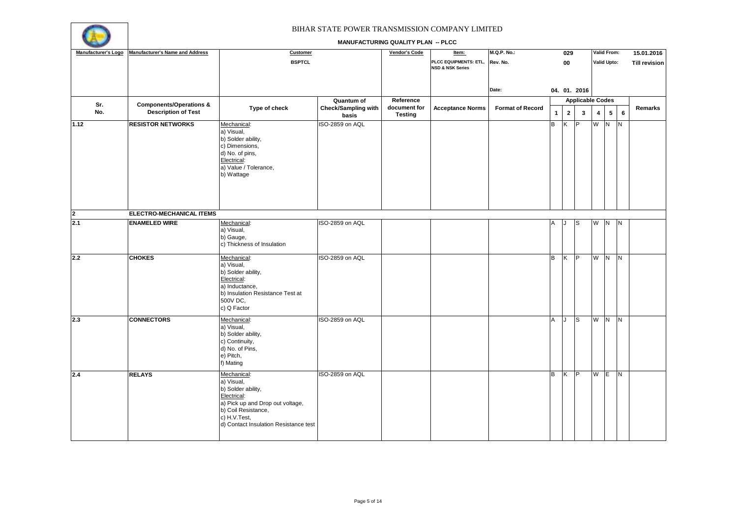# BIHAR STATE POWER TRANSMISSION COMPANY LIMITED

**MANUFACTURING QUALITY PLAN -- PLCC**

| Manufacturer's Logo | Manufacturer's Name and Address | Customer | | Vendor's Code | Item: | M.Q.P. No.: | 029 | | | Valid From: | | | 15.01.2016 |
|---|---|---|---|---|---|---|---|---|---|---|---|---|---|
| | | BSPTCL | | | PLCC EQUIPMENTS: ETL, NSD & NSK Series | Rev. No. | 00 | | | Valid Upto: | | | Till revision |
| | | | | | | Date: | 04. 01. 2016 | | | | | | |

| Sr. No. | Components/Operations & Description of Test | Type of check | Quantum of Check/Sampling with basis | Reference document for Testing | Acceptance Norms | Format of Record | Applicable Codes | | | | | | Remarks |
|---|---|---|---|---|---|---|---|---|---|---|---|---|---|
| | | | | | | | 1 | 2 | 3 | 4 | 5 | 6 | |
| 1.12 | **RESISTOR NETWORKS** | Mechanical: a) Visual, b) Solder ability, c) Dimensions, d) No. of pins, Electrical: a) Value / Tolerance, b) Wattage | ISO-2859 on AQL | | | | B | K | P | W | N | N | |
| **2** | **ELECTRO-MECHANICAL ITEMS** | | | | | | | | | | | | |
| 2.1 | **ENAMELED WIRE** | Mechanical: a) Visual, b) Gauge, c) Thickness of Insulation | ISO-2859 on AQL | | | | A | J | S | W | N | N | |
| 2.2 | **CHOKES** | Mechanical: a) Visual, b) Solder ability, Electrical: a) Inductance, b) Insulation Resistance Test at 500V DC, c) Q Factor | ISO-2859 on AQL | | | | B | K | P | W | N | N | |
| 2.3 | **CONNECTORS** | Mechanical: a) Visual, b) Solder ability, c) Continuity, d) No. of Pins, e) Pitch, f) Mating | ISO-2859 on AQL | | | | A | J | S | W | N | N | |
| 2.4 | **RELAYS** | Mechanical: a) Visual, b) Solder ability, Electrical: a) Pick up and Drop out voltage, b) Coil Resistance, c) H.V.Test, d) Contact Insulation Resistance test | ISO-2859 on AQL | | | | B | K | P | W | E | N | |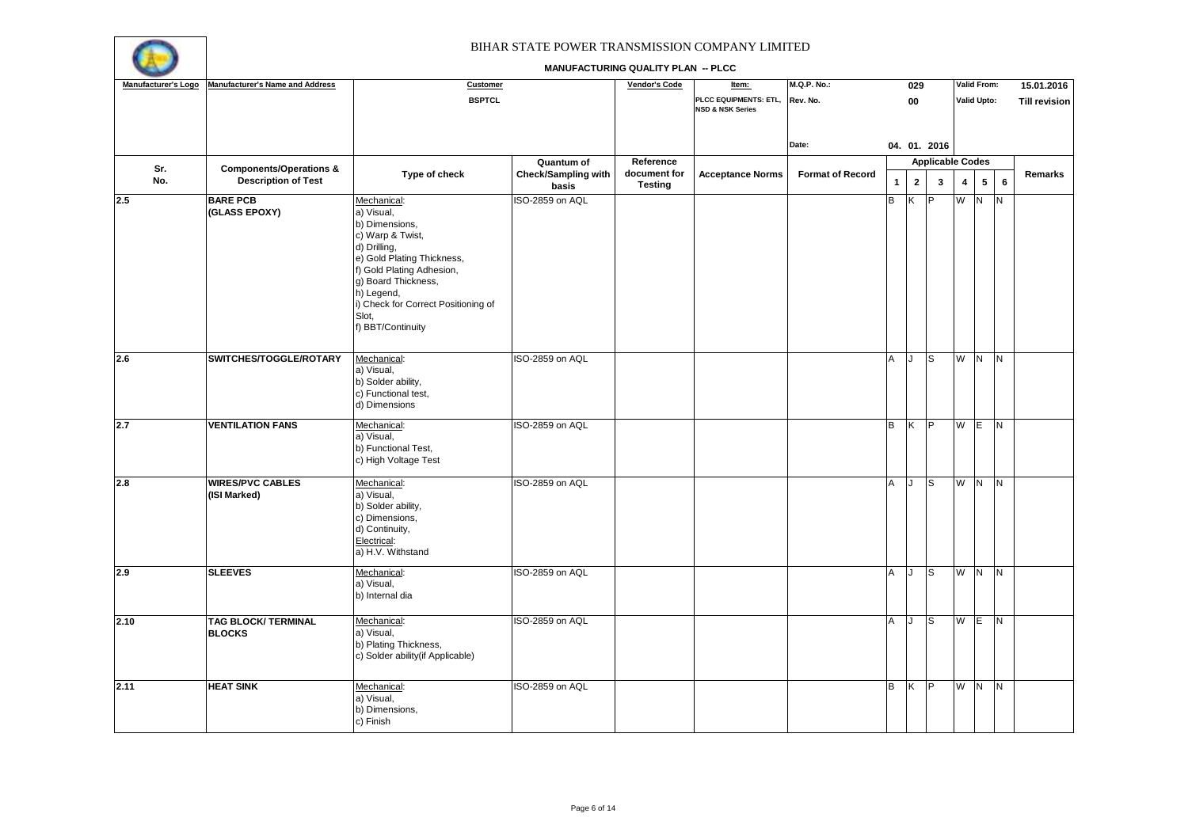# BIHAR STATE POWER TRANSMISSION COMPANY LIMITED

**MANUFACTURING QUALITY PLAN -- PLCC**

| Manufacturer's Logo | Manufacturer's Name and Address | Customer | | Vendor's Code | Item: | M.Q.P. No.: | 029 | | | Valid From: | | | 15.01.2016 |
|---|---|---|---|---|---|---|---|---|---|---|---|---|---|
| | | BSPTCL | | | PLCC EQUIPMENTS: ETL, NSD & NSK Series | Rev. No. | 00 | | | Valid Upto: | | | Till revision |
| | | | | | | Date: | 04. 01. 2016 | | | | | | |

| Sr. No. | Components/Operations & Description of Test | Type of check | Quantum of Check/Sampling with basis | Reference document for Testing | Acceptance Norms | Format of Record | Applicable Codes 1 | 2 | 3 | 4 | 5 | 6 | Remarks |
|---|---|---|---|---|---|---|---|---|---|---|---|---|---|
| 2.5 | **BARE PCB (GLASS EPOXY)** | Mechanical: a) Visual, b) Dimensions, c) Warp & Twist, d) Drilling, e) Gold Plating Thickness, f) Gold Plating Adhesion, g) Board Thickness, h) Legend, i) Check for Correct Positioning of Slot, f) BBT/Continuity | ISO-2859 on AQL | | | | B | K | P | W | N | N | |
| 2.6 | **SWITCHES/TOGGLE/ROTARY** | Mechanical: a) Visual, b) Solder ability, c) Functional test, d) Dimensions | ISO-2859 on AQL | | | | A | J | S | W | N | N | |
| 2.7 | **VENTILATION FANS** | Mechanical: a) Visual, b) Functional Test, c) High Voltage Test | ISO-2859 on AQL | | | | B | K | P | W | E | N | |
| 2.8 | **WIRES/PVC CABLES (ISI Marked)** | Mechanical: a) Visual, b) Solder ability, c) Dimensions, d) Continuity, Electrical: a) H.V. Withstand | ISO-2859 on AQL | | | | A | J | S | W | N | N | |
| 2.9 | **SLEEVES** | Mechanical: a) Visual, b) Internal dia | ISO-2859 on AQL | | | | A | J | S | W | N | N | |
| 2.10 | **TAG BLOCK/ TERMINAL BLOCKS** | Mechanical: a) Visual, b) Plating Thickness, c) Solder ability(if Applicable) | ISO-2859 on AQL | | | | A | J | S | W | E | N | |
| 2.11 | **HEAT SINK** | Mechanical: a) Visual, b) Dimensions, c) Finish | ISO-2859 on AQL | | | | B | K | P | W | N | N | |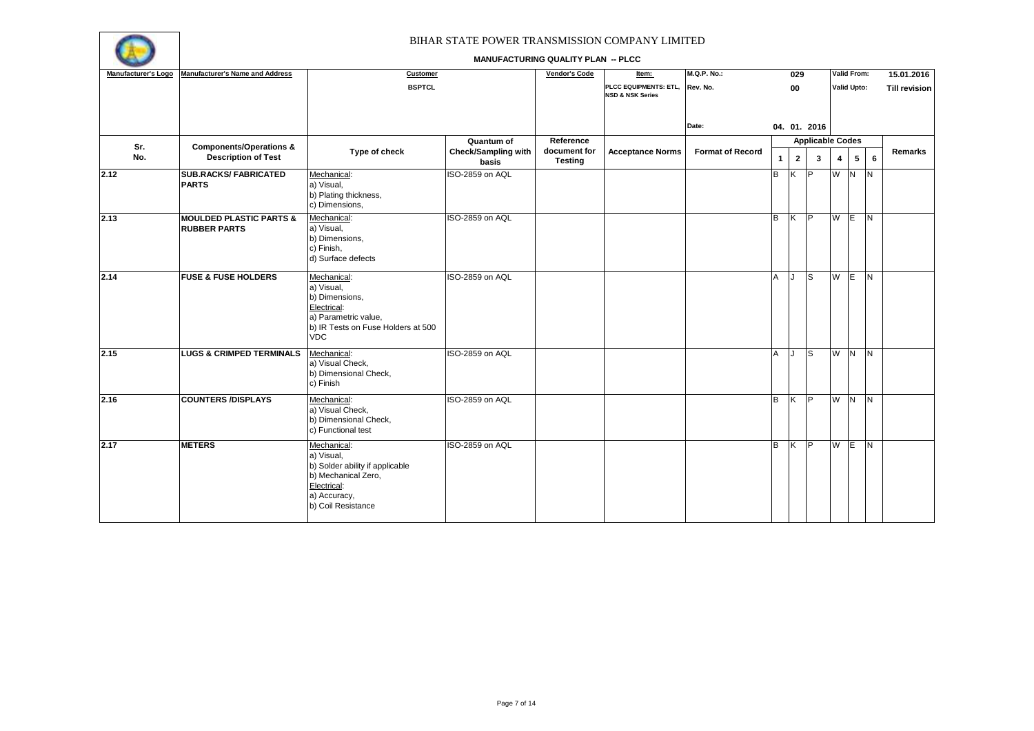# BIHAR STATE POWER TRANSMISSION COMPANY LIMITED

## MANUFACTURING QUALITY PLAN -- PLCC

| Manufacturer's Logo | Manufacturer's Name and Address | Customer | | Vendor's Code | Item: | M.Q.P. No.: | 029 | | | Valid From: | | | 15.01.2016 |
|---|---|---|---|---|---|---|---|---|---|---|---|---|---|
| | | BSPTCL | | | PLCC EQUIPMENTS: ETL, NSD & NSK Series | Rev. No. | 00 | | | Valid Upto: | | | Till revision |
| | | | | | | Date: | 04. 01. 2016 | | | | | | |
| Sr. No. | Components/Operations & Description of Test | Type of check | Quantum of Check/Sampling with basis | Reference document for Testing | Acceptance Norms | Format of Record | Applicable Codes | | | | | | Remarks |
| | | | | | | | 1 | 2 | 3 | 4 | 5 | 6 | |
| 2.12 | **SUB.RACKS/ FABRICATED PARTS** | Mechanical:<br>a) Visual,<br>b) Plating thickness,<br>c) Dimensions, | ISO-2859 on AQL | | | | B | K | P | W | N | N | |
| 2.13 | **MOULDED PLASTIC PARTS & RUBBER PARTS** | Mechanical:<br>a) Visual,<br>b) Dimensions,<br>c) Finish,<br>d) Surface defects | ISO-2859 on AQL | | | | B | K | P | W | E | N | |
| 2.14 | **FUSE & FUSE HOLDERS** | Mechanical:<br>a) Visual,<br>b) Dimensions,<br>Electrical:<br>a) Parametric value,<br>b) IR Tests on Fuse Holders at 500 VDC | ISO-2859 on AQL | | | | A | J | S | W | E | N | |
| 2.15 | **LUGS & CRIMPED TERMINALS** | Mechanical:<br>a) Visual Check,<br>b) Dimensional Check,<br>c) Finish | ISO-2859 on AQL | | | | A | J | S | W | N | N | |
| 2.16 | **COUNTERS /DISPLAYS** | Mechanical:<br>a) Visual Check,<br>b) Dimensional Check,<br>c) Functional test | ISO-2859 on AQL | | | | B | K | P | W | N | N | |
| 2.17 | **METERS** | Mechanical:<br>a) Visual,<br>b) Solder ability if applicable<br>b) Mechanical Zero,<br>Electrical:<br>a) Accuracy,<br>b) Coil Resistance | ISO-2859 on AQL | | | | B | K | P | W | E | N | |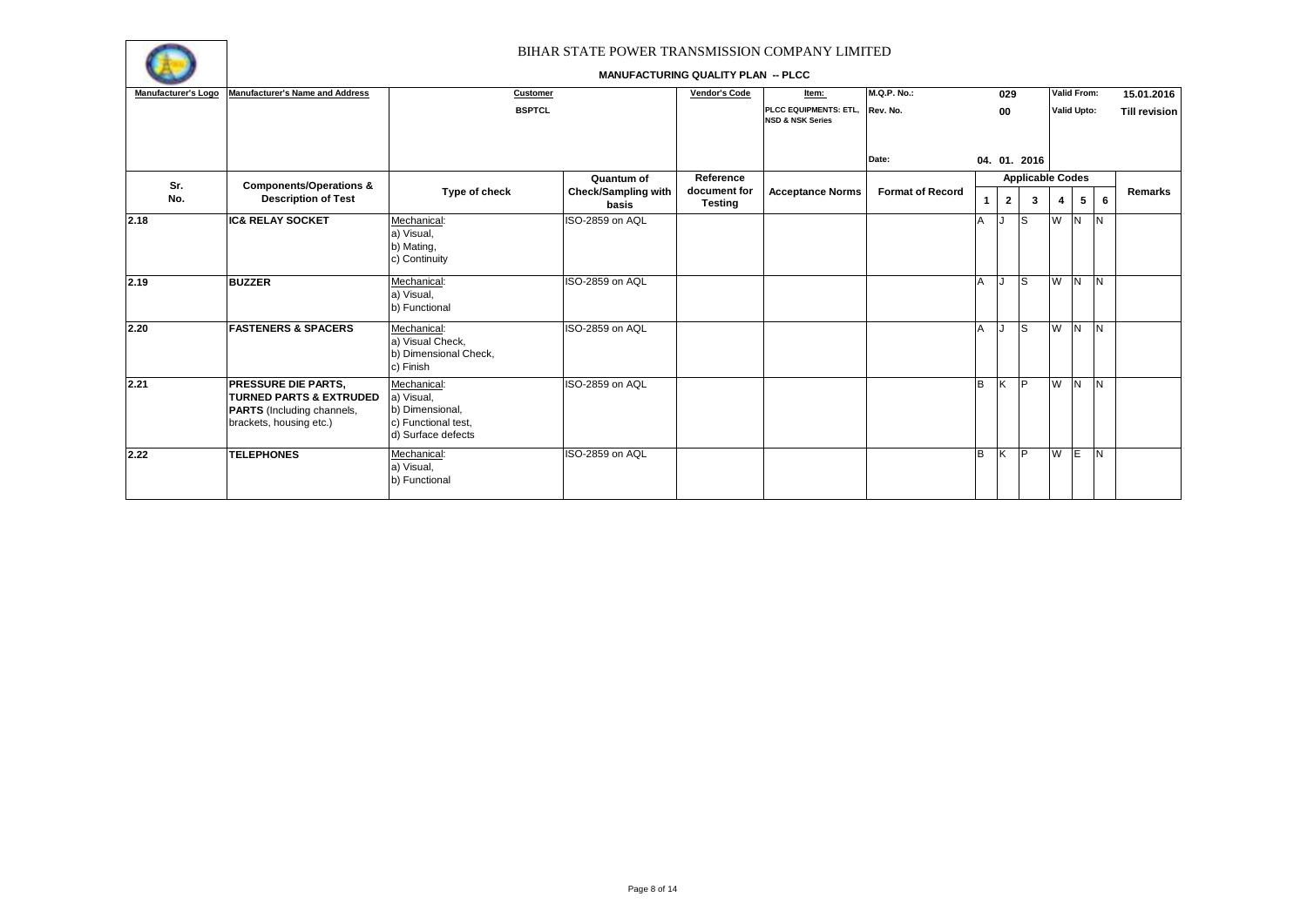# BIHAR STATE POWER TRANSMISSION COMPANY LIMITED

## MANUFACTURING QUALITY PLAN -- PLCC

| Manufacturer's Logo | Manufacturer's Name and Address | Customer | | Vendor's Code | Item: | M.Q.P. No.: | 029 | | | Valid From: | | | 15.01.2016 |
|---|---|---|---|---|---|---|---|---|---|---|---|---|---|
| | | BSPTCL | | | PLCC EQUIPMENTS: ETL, NSD & NSK Series | Rev. No. | 00 | | | Valid Upto: | | | Till revision |
| | | | | | | Date: | 04. 01. 2016 | | | | | | |

| Sr. No. | Components/Operations & Description of Test | Type of check | Quantum of Check/Sampling with basis | Reference document for Testing | Acceptance Norms | Format of Record | Applicable Codes 1 | 2 | 3 | 4 | 5 | 6 | Remarks |
|---|---|---|---|---|---|---|---|---|---|---|---|---|---|
| 2.18 | **IC& RELAY SOCKET** | Mechanical: a) Visual, b) Mating, c) Continuity | ISO-2859 on AQL | | | | A | J | S | W | N | N | |
| 2.19 | **BUZZER** | Mechanical: a) Visual, b) Functional | ISO-2859 on AQL | | | | A | J | S | W | N | N | |
| 2.20 | **FASTENERS & SPACERS** | Mechanical: a) Visual Check, b) Dimensional Check, c) Finish | ISO-2859 on AQL | | | | A | J | S | W | N | N | |
| 2.21 | **PRESSURE DIE PARTS, TURNED PARTS & EXTRUDED PARTS** (Including channels, brackets, housing etc.) | Mechanical: a) Visual, b) Dimensional, c) Functional test, d) Surface defects | ISO-2859 on AQL | | | | B | K | P | W | N | N | |
| 2.22 | **TELEPHONES** | Mechanical: a) Visual, b) Functional | ISO-2859 on AQL | | | | B | K | P | W | E | N | |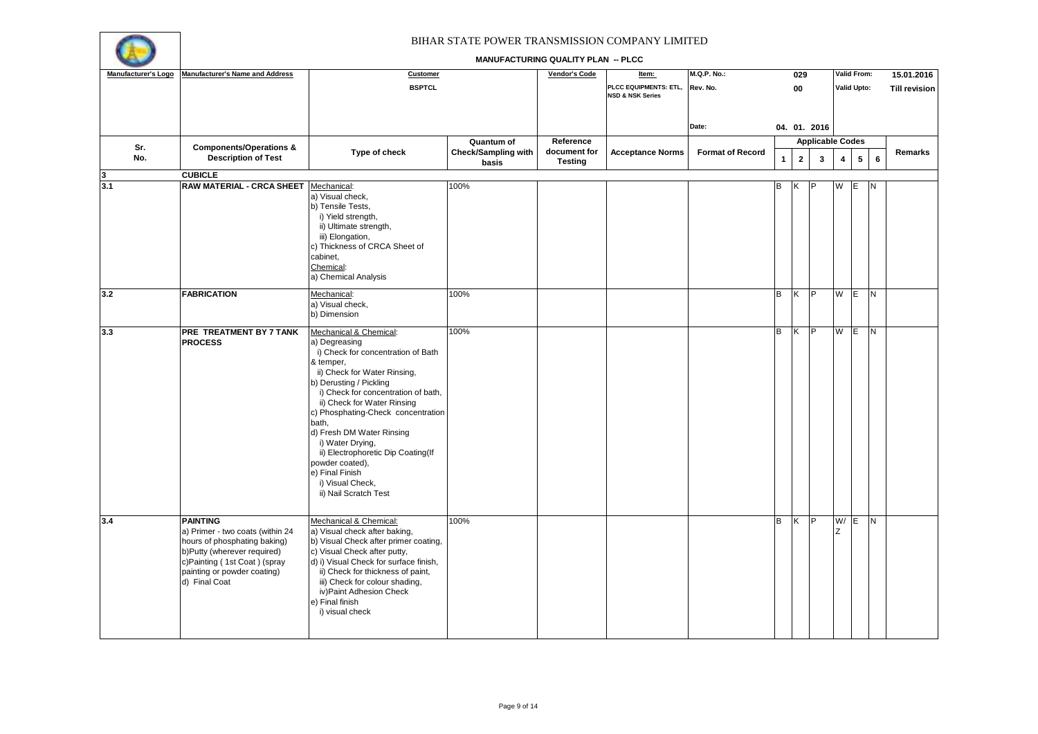# BIHAR STATE POWER TRANSMISSION COMPANY LIMITED

**MANUFACTURING QUALITY PLAN -- PLCC**

| Manufacturer's Logo | Manufacturer's Name and Address | Customer | | Vendor's Code | Item: | M.Q.P. No.: | 029 | Valid From: | 15.01.2016 |
|---|---|---|---|---|---|---|---|---|---|
| | | BSPTCL | | | PLCC EQUIPMENTS: ETL, NSD & NSK Series | Rev. No. | 00 | Valid Upto: | Till revision |
| | | | | | | Date: | 04. 01. 2016 | | |

| Sr. No. | Components/Operations & Description of Test | Type of check | Quantum of Check/Sampling with basis | Reference document for Testing | Acceptance Norms | Format of Record | Applicable Codes 1 | 2 | 3 | 4 | 5 | 6 | Remarks |
|---|---|---|---|---|---|---|---|---|---|---|---|---|---|
| 3 | **CUBICLE** | | | | | | | | | | | | |
| 3.1 | **RAW MATERIAL - CRCA SHEET** | Mechanical:<br>a) Visual check,<br>b) Tensile Tests,<br>i) Yield strength,<br>ii) Ultimate strength,<br>iii) Elongation,<br>c) Thickness of CRCA Sheet of cabinet,<br>Chemical:<br>a) Chemical Analysis | 100% | | | | B | K | P | W | E | N | |
| 3.2 | **FABRICATION** | Mechanical:<br>a) Visual check,<br>b) Dimension | 100% | | | | B | K | P | W | E | N | |
| 3.3 | **PRE TREATMENT BY 7 TANK PROCESS** | Mechanical & Chemical:<br>a) Degreasing<br>i) Check for concentration of Bath & temper,<br>ii) Check for Water Rinsing,<br>b) Derusting / Pickling<br>i) Check for concentration of bath,<br>ii) Check for Water Rinsing<br>c) Phosphating-Check concentration bath,<br>d) Fresh DM Water Rinsing<br>i) Water Drying,<br>ii) Electrophoretic Dip Coating(If powder coated),<br>e) Final Finish<br>i) Visual Check,<br>ii) Nail Scratch Test | 100% | | | | B | K | P | W | E | N | |
| 3.4 | **PAINTING**<br>a) Primer - two coats (within 24 hours of phosphating baking)<br>b)Putty (wherever required)<br>c)Painting ( 1st Coat ) (spray painting or powder coating)<br>d) Final Coat | Mechanical & Chemical:<br>a) Visual check after baking,<br>b) Visual Check after primer coating,<br>c) Visual Check after putty,<br>d) i) Visual Check for surface finish,<br>ii) Check for thickness of paint,<br>iii) Check for colour shading,<br>iv)Paint Adhesion Check<br>e) Final finish<br>i) visual check | 100% | | | | B | K | P | W/ Z | E | N | |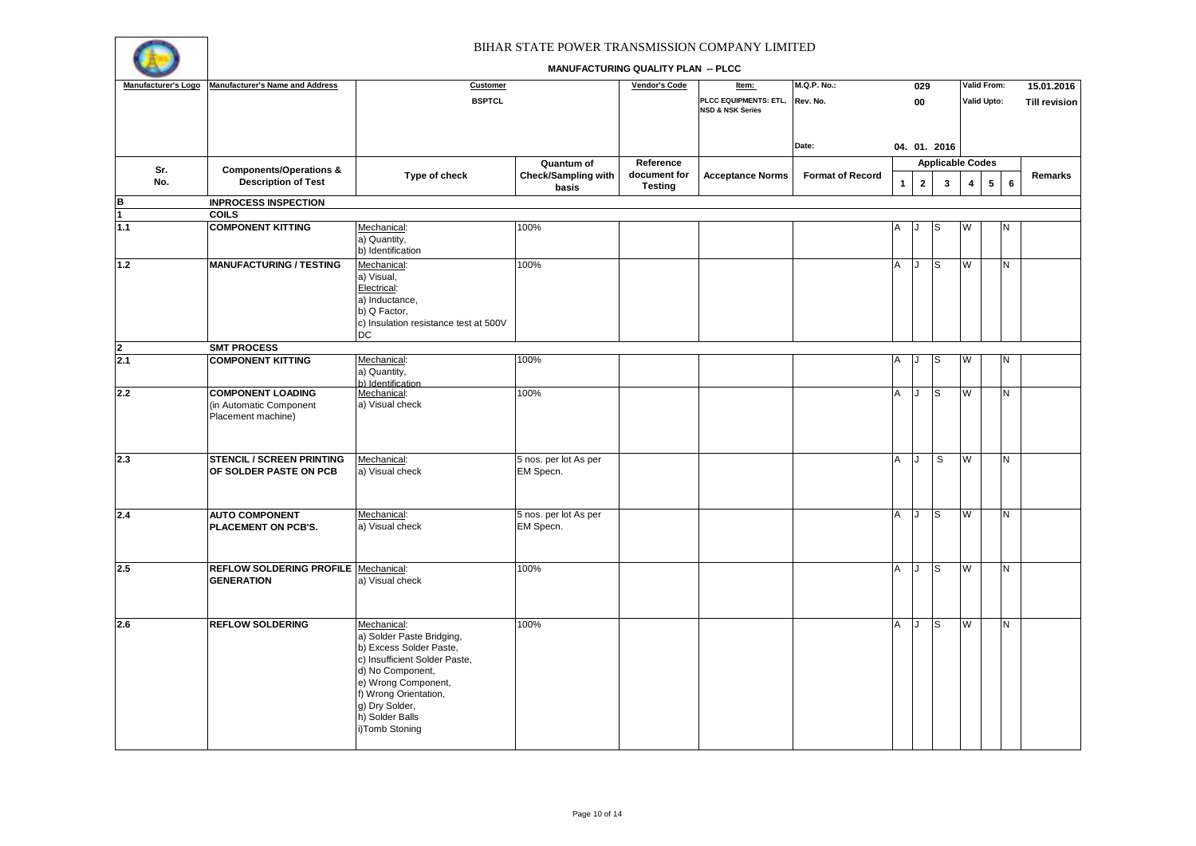BIHAR STATE POWER TRANSMISSION COMPANY LIMITED

**MANUFACTURING QUALITY PLAN -- PLCC**

| Manufacturer's Logo | Manufacturer's Name and Address | Customer | | Vendor's Code | Item: | M.Q.P. No.: | 029 | Valid From: | 15.01.2016 |
|---|---|---|---|---|---|---|---|---|---|
| | | BSPTCL | | | PLCC EQUIPMENTS: ETL, NSD & NSK Series | Rev. No. | 00 | Valid Upto: | Till revision |
| | | | | | | Date: | 04. 01. 2016 | | |

| Sr. No. | Components/Operations & Description of Test | Type of check | Quantum of Check/Sampling with basis | Reference document for Testing | Acceptance Norms | Format of Record | Applicable Codes 1 | 2 | 3 | 4 | 5 | 6 | Remarks |
|---|---|---|---|---|---|---|---|---|---|---|---|---|---|
| **B** | **INPROCESS INSPECTION** | | | | | | | | | | | | |
| **1** | **COILS** | | | | | | | | | | | | |
| **1.1** | **COMPONENT KITTING** | Mechanical:<br>a) Quantity,<br>b) Identification | 100% | | | | A | J | S | W | | N | |
| **1.2** | **MANUFACTURING / TESTING** | Mechanical:<br>a) Visual,<br>Electrical:<br>a) Inductance,<br>b) Q Factor,<br>c) Insulation resistance test at 500V DC | 100% | | | | A | J | S | W | | N | |
| **2** | **SMT PROCESS** | | | | | | | | | | | | |
| **2.1** | **COMPONENT KITTING** | Mechanical:<br>a) Quantity,<br>b) Identification | 100% | | | | A | J | S | W | | N | |
| **2.2** | **COMPONENT LOADING**<br>(in Automatic Component Placement machine) | Mechanical:<br>a) Visual check | 100% | | | | A | J | S | W | | N | |
| **2.3** | **STENCIL / SCREEN PRINTING OF SOLDER PASTE ON PCB** | Mechanical:<br>a) Visual check | 5 nos. per lot As per EM Specn. | | | | A | J | S | W | | N | |
| **2.4** | **AUTO COMPONENT PLACEMENT ON PCB'S.** | Mechanical:<br>a) Visual check | 5 nos. per lot As per EM Specn. | | | | A | J | S | W | | N | |
| **2.5** | **REFLOW SOLDERING PROFILE GENERATION** | Mechanical:<br>a) Visual check | 100% | | | | A | J | S | W | | N | |
| **2.6** | **REFLOW SOLDERING** | Mechanical:<br>a) Solder Paste Bridging,<br>b) Excess Solder Paste,<br>c) Insufficient Solder Paste,<br>d) No Component,<br>e) Wrong Component,<br>f) Wrong Orientation,<br>g) Dry Solder,<br>h) Solder Balls<br>i)Tomb Stoning | 100% | | | | A | J | S | W | | N | |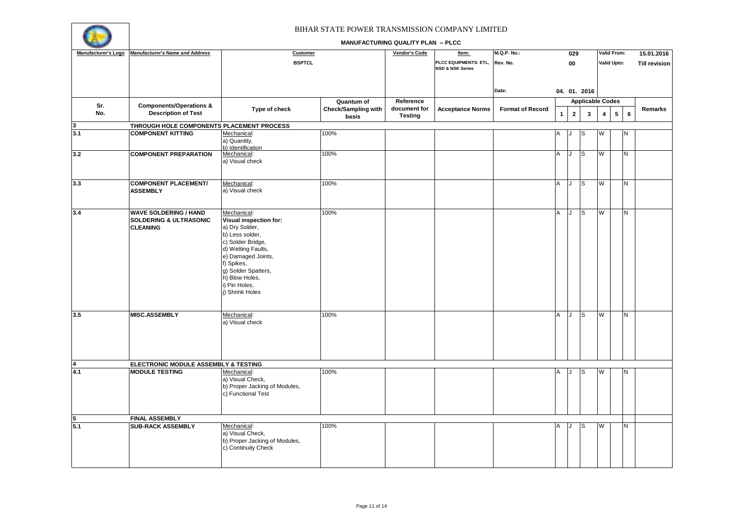# BIHAR STATE POWER TRANSMISSION COMPANY LIMITED

## MANUFACTURING QUALITY PLAN -- PLCC

| Manufacturer's Logo | Manufacturer's Name and Address | Customer | | Vendor's Code | Item: | M.Q.P. No.: | 029 | | | Valid From: | | | 15.01.2016 |
|---|---|---|---|---|---|---|---|---|---|---|---|---|---|
| | | BSPTCL | | | PLCC EQUIPMENTS: ETL, NSD & NSK Series | Rev. No. | 00 | | | Valid Upto: | | | Till revision |
| | | | | | | Date: | 04. 01. 2016 | | | | | | |

| Sr. No. | Components/Operations & Description of Test | Type of check | Quantum of Check/Sampling with basis | Reference document for Testing | Acceptance Norms | Format of Record | Applicable Codes 1 | 2 | 3 | 4 | 5 | 6 | Remarks |
|---|---|---|---|---|---|---|---|---|---|---|---|---|---|
| **3** | **THROUGH HOLE COMPONENTS PLACEMENT PROCESS** | | | | | | | | | | | | |
| **3.1** | **COMPONENT KITTING** | Mechanical:<br>a) Quantity,<br>b) Identification | 100% | | | | A | J | S | W | | N | |
| **3.2** | **COMPONENT PREPARATION** | Mechanical:<br>a) Visual check | 100% | | | | A | J | S | W | | N | |
| **3.3** | **COMPONENT PLACEMENT/ ASSEMBLY** | Mechanical:<br>a) Visual check | 100% | | | | A | J | S | W | | N | |
| **3.4** | **WAVE SOLDERING / HAND SOLDERING & ULTRASONIC CLEANING** | Mechanical:<br>**Visual inspection for:**<br>a) Dry Solder,<br>b) Less solder,<br>c) Solder Bridge,<br>d) Wetting Faults,<br>e) Damaged Joints,<br>f) Spikes,<br>g) Solder Spatters,<br>h) Blow Holes,<br>i) Pin Holes,<br>j) Shrink Holes | 100% | | | | A | J | S | W | | N | |
| **3.5** | **MISC.ASSEMBLY** | Mechanical:<br>a) Visual check | 100% | | | | A | J | S | W | | N | |
| **4** | **ELECTRONIC MODULE ASSEMBLY & TESTING** | | | | | | | | | | | | |
| **4.1** | **MODULE TESTING** | Mechanical:<br>a) Visual Check,<br>b) Proper Jacking of Modules,<br>c) Functional Test | 100% | | | | A | J | S | W | | N | |
| **5** | **FINAL ASSEMBLY** | | | | | | | | | | | | |
| **5.1** | **SUB-RACK ASSEMBLY** | Mechanical:<br>a) Visual Check,<br>b) Proper Jacking of Modules,<br>c) Continuity Check | 100% | | | | A | J | S | W | | N | |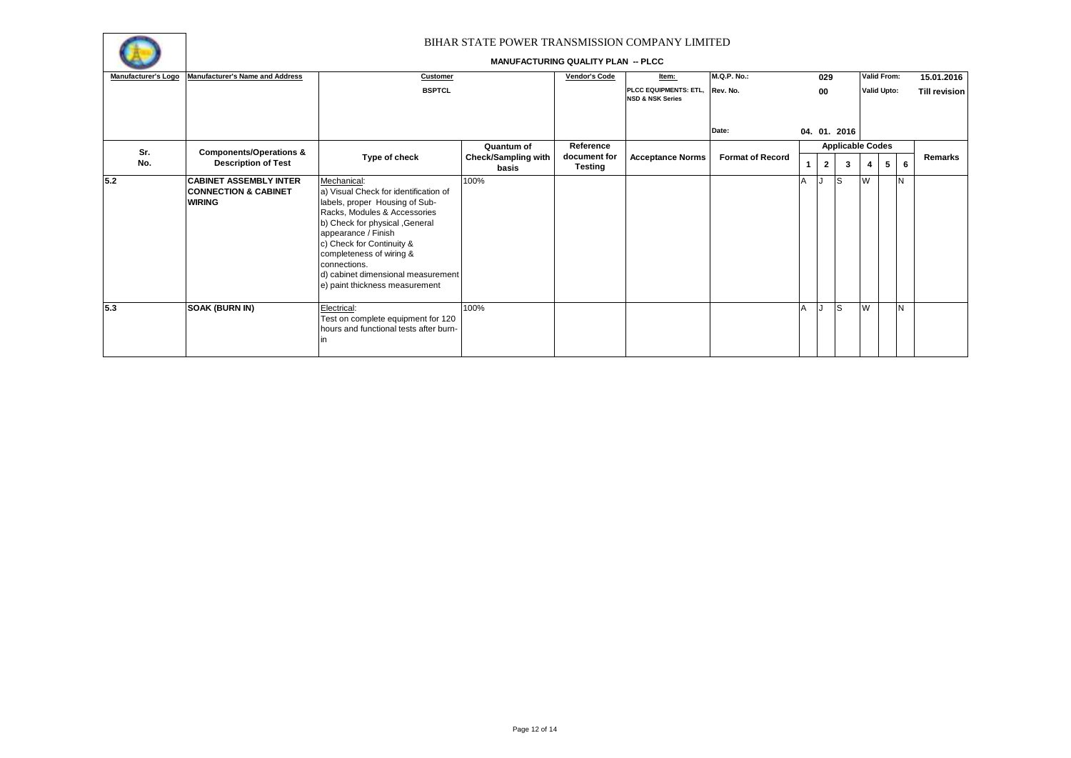# BIHAR STATE POWER TRANSMISSION COMPANY LIMITED

**MANUFACTURING QUALITY PLAN -- PLCC**

| Manufacturer's Logo | Manufacturer's Name and Address | Customer | Vendor's Code | Item: | M.Q.P. No.: | 029 | Valid From: | 15.01.2016 |
|---|---|---|---|---|---|---|---|---|
| | | BSPTCL | | PLCC EQUIPMENTS: ETL, NSD & NSK Series | Rev. No. | 00 | Valid Upto: | Till revision |
| | | | | | Date: | 04. 01. 2016 | | |

| Sr. No. | Components/Operations & Description of Test | Type of check | Quantum of Check/Sampling with basis | Reference document for Testing | Acceptance Norms | Format of Record | Applicable Codes 1 | 2 | 3 | 4 | 5 | 6 | Remarks |
|---|---|---|---|---|---|---|---|---|---|---|---|---|---|
| 5.2 | **CABINET ASSEMBLY INTER CONNECTION & CABINET WIRING** | Mechanical:<br>a) Visual Check for identification of labels, proper Housing of Sub-Racks, Modules & Accessories<br>b) Check for physical ,General appearance / Finish<br>c) Check for Continuity & completeness of wiring & connections.<br>d) cabinet dimensional measurement<br>e) paint thickness measurement | 100% | | | | A | J | S | W | | N | |
| 5.3 | **SOAK (BURN IN)** | Electrical:<br>Test on complete equipment for 120 hours and functional tests after burn-in | 100% | | | | A | J | S | W | | N | |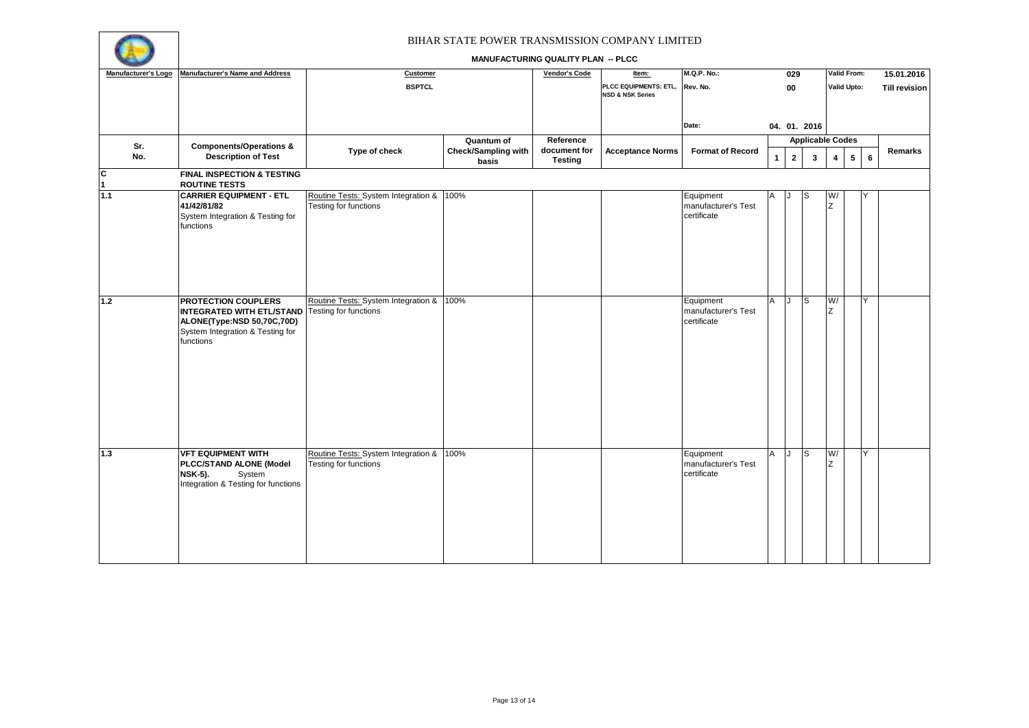# BIHAR STATE POWER TRANSMISSION COMPANY LIMITED

## MANUFACTURING QUALITY PLAN -- PLCC

| Manufacturer's Logo | Manufacturer's Name and Address | Customer | | Vendor's Code | Item: | M.Q.P. No.: | 029 | | | Valid From: | | | 15.01.2016 |
|---|---|---|---|---|---|---|---|---|---|---|---|---|---|
| | | BSPTCL | | | PLCC EQUIPMENTS: ETL, NSD & NSK Series | Rev. No. | 00 | | | Valid Upto: | | | Till revision |
| | | | | | | Date: | 04. 01. 2016 | | | | | | |

| Sr. No. | Components/Operations & Description of Test | Type of check | Quantum of Check/Sampling with basis | Reference document for Testing | Acceptance Norms | Format of Record | Applicable Codes 1 | 2 | 3 | 4 | 5 | 6 | Remarks |
|---|---|---|---|---|---|---|---|---|---|---|---|---|---|
| C<br>1 | **FINAL INSPECTION & TESTING ROUTINE TESTS** | | | | | | | | | | | | |
| 1.1 | **CARRIER EQUIPMENT - ETL 41/42/81/82** System Integration & Testing for functions | Routine Tests: System Integration & Testing for functions | 100% | | | Equipment manufacturer's Test certificate | A | J | S | W/ Z | | Y | |
| 1.2 | **PROTECTION COUPLERS INTEGRATED WITH ETL/STAND ALONE(Type:NSD 50,70C,70D)** System Integration & Testing for functions | Routine Tests: System Integration & Testing for functions | 100% | | | Equipment manufacturer's Test certificate | A | J | S | W/ Z | | Y | |
| 1.3 | **VFT EQUIPMENT WITH PLCC/STAND ALONE (Model NSK-5).** System Integration & Testing for functions | Routine Tests: System Integration & Testing for functions | 100% | | | Equipment manufacturer's Test certificate | A | J | S | W/ Z | | Y | |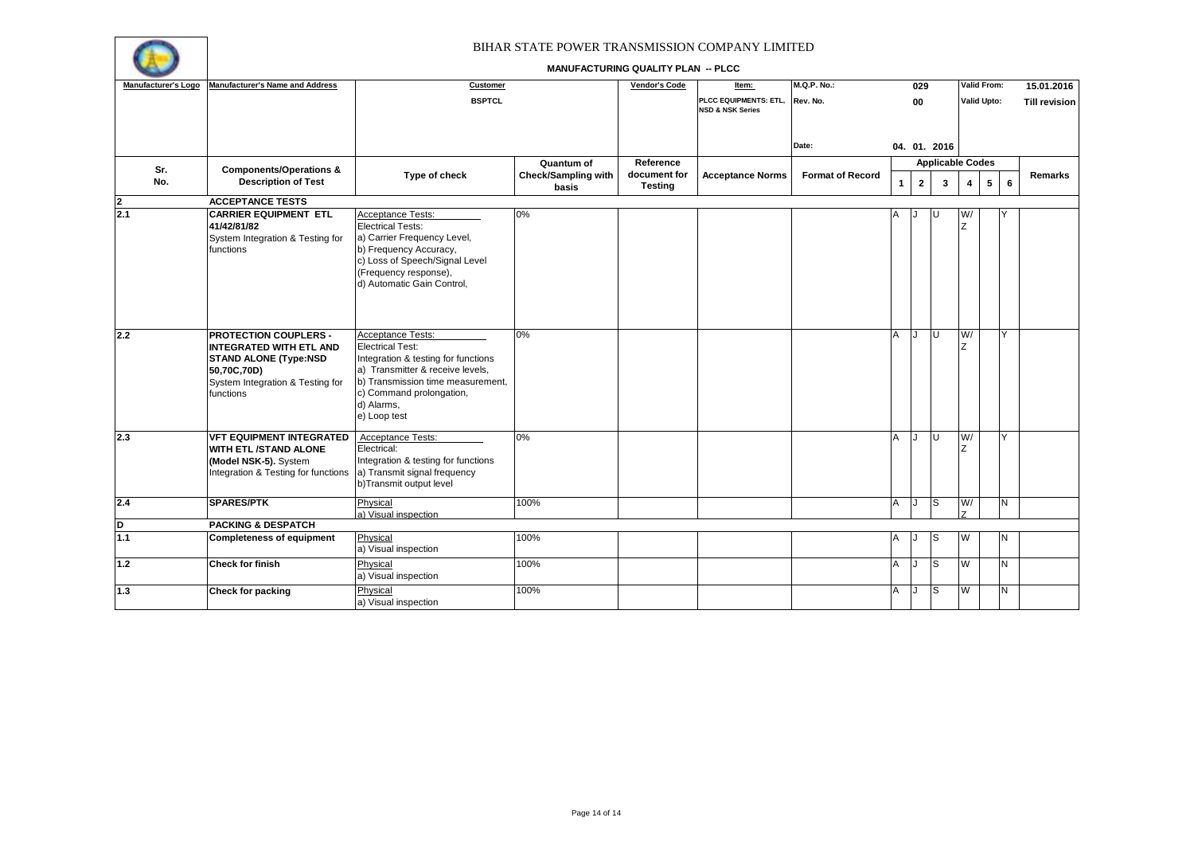BIHAR STATE POWER TRANSMISSION COMPANY LIMITED

**MANUFACTURING QUALITY PLAN -- PLCC**

| Manufacturer's Logo | Manufacturer's Name and Address | Customer | | Vendor's Code | Item: | M.Q.P. No.: | 029 | | | Valid From: | | | 15.01.2016 |
|---|---|---|---|---|---|---|---|---|---|---|---|---|---|
| | | BSPTCL | | | PLCC EQUIPMENTS: ETL, NSD & NSK Series | Rev. No. | 00 | | | Valid Upto: | | | Till revision |
| | | | | | | Date: | 04. 01. 2016 | | | | | | |

| Sr. No. | Components/Operations & Description of Test | Type of check | Quantum of Check/Sampling with basis | Reference document for Testing | Acceptance Norms | Format of Record | Applicable Codes 1 | 2 | 3 | 4 | 5 | 6 | Remarks |
|---|---|---|---|---|---|---|---|---|---|---|---|---|---|
| **2** | **ACCEPTANCE TESTS** | | | | | | | | | | | | |
| **2.1** | **CARRIER EQUIPMENT ETL 41/42/81/82** System Integration & Testing for functions | Acceptance Tests: Electrical Tests: a) Carrier Frequency Level, b) Frequency Accuracy, c) Loss of Speech/Signal Level (Frequency response), d) Automatic Gain Control, | 0% | | | | A | J | U | W/ Z | | Y | |
| **2.2** | **PROTECTION COUPLERS - INTEGRATED WITH ETL AND STAND ALONE (Type:NSD 50,70C,70D)** System Integration & Testing for functions | Acceptance Tests: Electrical Test: Integration & testing for functions a) Transmitter & receive levels, b) Transmission time measurement, c) Command prolongation, d) Alarms, e) Loop test | 0% | | | | A | J | U | W/ Z | | Y | |
| **2.3** | **VFT EQUIPMENT INTEGRATED WITH ETL /STAND ALONE (Model NSK-5).** System Integration & Testing for functions | Acceptance Tests: Electrical: Integration & testing for functions a) Transmit signal frequency b)Transmit output level | 0% | | | | A | J | U | W/ Z | | Y | |
| **2.4** | **SPARES/PTK** | Physical a) Visual inspection | 100% | | | | A | J | S | W/ Z | | N | |
| **D** | **PACKING & DESPATCH** | | | | | | | | | | | | |
| **1.1** | **Completeness of equipment** | Physical a) Visual inspection | 100% | | | | A | J | S | W | | N | |
| **1.2** | **Check for finish** | Physical a) Visual inspection | 100% | | | | A | J | S | W | | N | |
| **1.3** | **Check for packing** | Physical a) Visual inspection | 100% | | | | A | J | S | W | | N | |